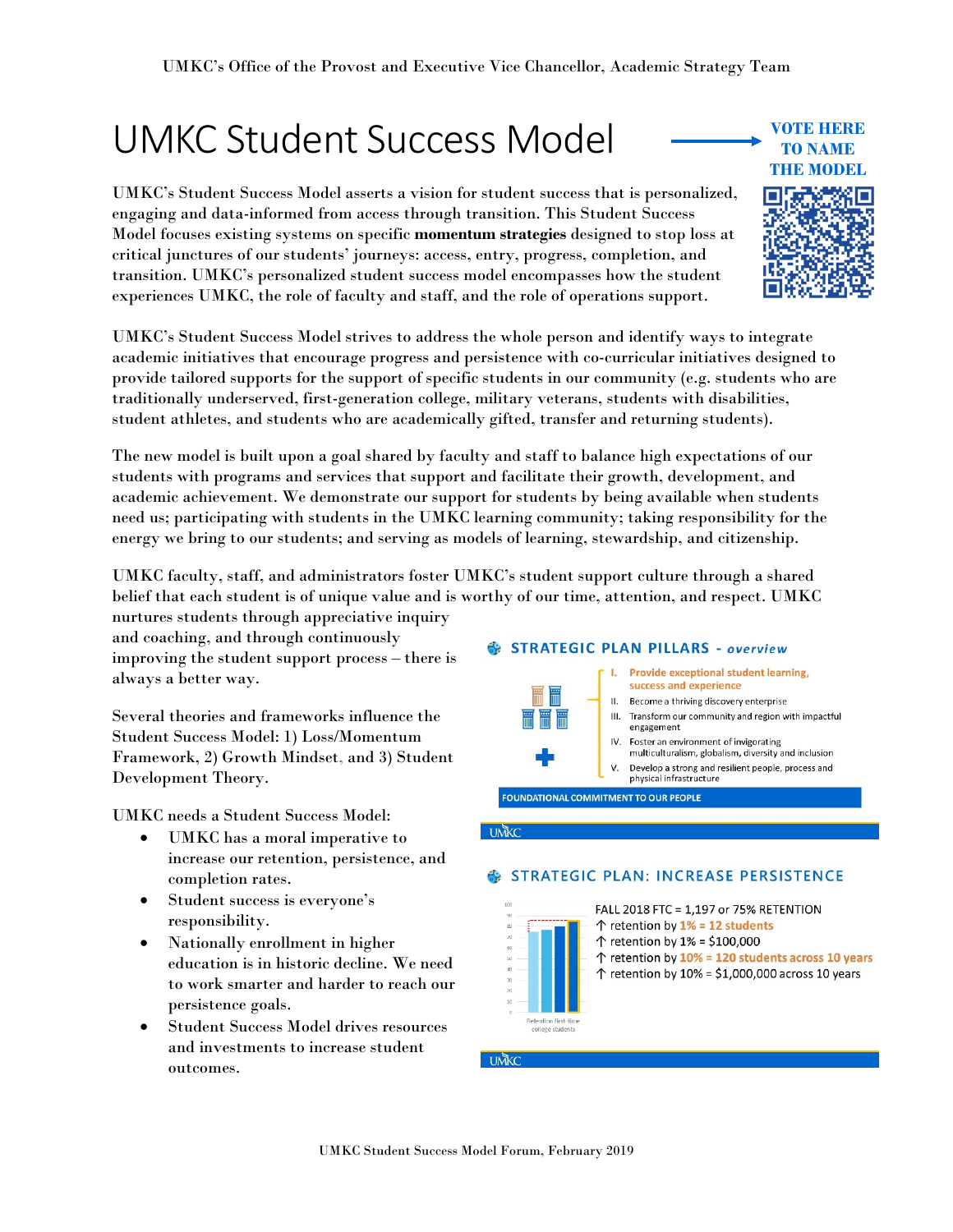# UMKC Student Success Model

**VOTE HERE TO NAME THE MODEL**

UMKC's Student Success Model asserts a vision for student success that is personalized, engaging and data-informed from access through transition. This Student Success Model focuses existing systems on specific **momentum strategies** designed to stop loss at critical junctures of our students' journeys: access, entry, progress, completion, and transition. UMKC's personalized student success model encompasses how the student experiences UMKC, the role of faculty and staff, and the role of operations support.

UMKC's Student Success Model strives to address the whole person and identify ways to integrate academic initiatives that encourage progress and persistence with co-curricular initiatives designed to provide tailored supports for the support of specific students in our community (e.g. students who are traditionally underserved, first-generation college, military veterans, students with disabilities, student athletes, and students who are academically gifted, transfer and returning students).

The new model is built upon a goal shared by faculty and staff to balance high expectations of our students with programs and services that support and facilitate their growth, development, and academic achievement. We demonstrate our support for students by being available when students need us; participating with students in the UMKC learning community; taking responsibility for the energy we bring to our students; and serving as models of learning, stewardship, and citizenship.

UMKC faculty, staff, and administrators foster UMKC's student support culture through a shared belief that each student is of unique value and is worthy of our time, attention, and respect. UMKC nurtures students through appreciative inquiry and coaching, and through continuously improving the student support process – there is always a better way.

Several theories and frameworks influence the Student Success Model: 1) Loss/Momentum Framework, 2) Growth Mindset, and 3) Student Development Theory.

UMKC needs a Student Success Model:

- UMKC has a moral imperative to increase our retention, persistence, and completion rates.
- Student success is everyone's responsibility.
- Nationally enrollment in higher education is in historic decline. We need to work smarter and harder to reach our persistence goals.
- Student Success Model drives resources and investments to increase student outcomes.

## STRATEGIC PLAN PILLARS - *overview*

- I. **Provide exceptional student learning, success and experience**
- II. Become a thriving discovery enterprise
- III. Transform our community and region with impactful engagement
- IV. Foster an environment of invigorating multiculturalism, globalism, diversity and inclusion
- V. Develop a strong and resilient people, process and physical infrastructure

FOUNDATIONAL COMMITMENT TO OUR PEOPLE

## STRATEGIC PLAN: INCREASE PERSISTENCE

FALL 2018 FTC = 1,197 or 75% RETENTION

↑ retention by 1% = 12 students

↑ retention by 1% = $100,000

↑ retention by 10% = 120 students across 10 years

↑ retention by 10% = $1,000,000 across 10 years

Retention first-time college students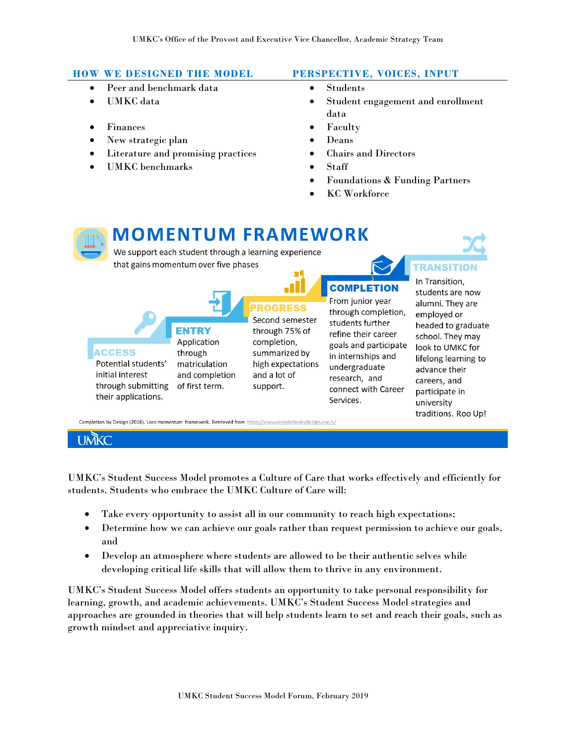## HOW WE DESIGNED THE MODEL

- Peer and benchmark data
- UMKC data
- Finances
- New strategic plan
- Literature and promising practices
- UMKC benchmarks

## PERSPECTIVE, VOICES, INPUT

- Students
- Student engagement and enrollment data
- Faculty
- Deans
- Chairs and Directors
- Staff
- Foundations & Funding Partners
- KC Workforce

## MOMENTUM FRAMEWORK

We support each student through a learning experience that gains momentum over five phases

**ACCESS**
Potential students' initial interest through submitting their applications.

**ENTRY**
Application through matriculation and completion of first term.

**PROGRESS**
Second semester through 75% of completion, summarized by high expectations and a lot of support.

**COMPLETION**
From junior year through completion, students further refine their career goals and participate in internships and undergraduate research, and connect with Career Services.

**TRANSITION**
In Transition, students are now alumni. They are employed or headed to graduate school. They may look to UMKC for lifelong learning to advance their careers, and participate in university traditions. Roo Up!

Completion by Design (2018). Loss momentum framework. Retrieved from https://www.completionbydesign.org/s/

UMKC

UMKC's Student Success Model promotes a Culture of Care that works effectively and efficiently for students. Students who embrace the UMKC Culture of Care will:

- Take every opportunity to assist all in our community to reach high expectations;
- Determine how we can achieve our goals rather than request permission to achieve our goals, and
- Develop an atmosphere where students are allowed to be their authentic selves while developing critical life skills that will allow them to thrive in any environment.

UMKC's Student Success Model offers students an opportunity to take personal responsibility for learning, growth, and academic achievements. UMKC's Student Success Model strategies and approaches are grounded in theories that will help students learn to set and reach their goals, such as growth mindset and appreciative inquiry.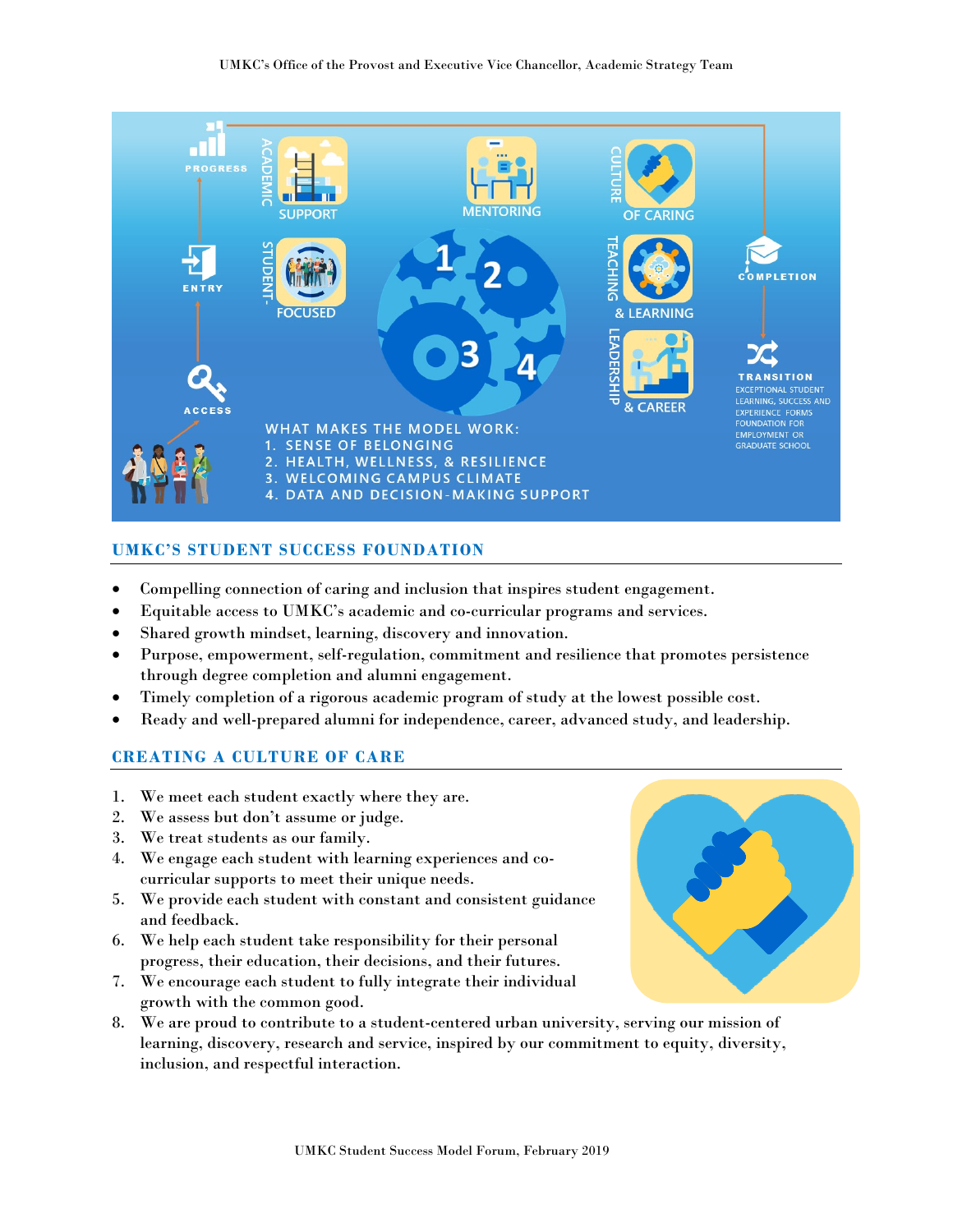## UMKC'S STUDENT SUCCESS FOUNDATION

- Compelling connection of caring and inclusion that inspires student engagement.
- Equitable access to UMKC's academic and co-curricular programs and services.
- Shared growth mindset, learning, discovery and innovation.
- Purpose, empowerment, self-regulation, commitment and resilience that promotes persistence through degree completion and alumni engagement.
- Timely completion of a rigorous academic program of study at the lowest possible cost.
- Ready and well-prepared alumni for independence, career, advanced study, and leadership.

## CREATING A CULTURE OF CARE

1. We meet each student exactly where they are.
2. We assess but don't assume or judge.
3. We treat students as our family.
4. We engage each student with learning experiences and co-curricular supports to meet their unique needs.
5. We provide each student with constant and consistent guidance and feedback.
6. We help each student take responsibility for their personal progress, their education, their decisions, and their futures.
7. We encourage each student to fully integrate their individual growth with the common good.
8. We are proud to contribute to a student-centered urban university, serving our mission of learning, discovery, research and service, inspired by our commitment to equity, diversity, inclusion, and respectful interaction.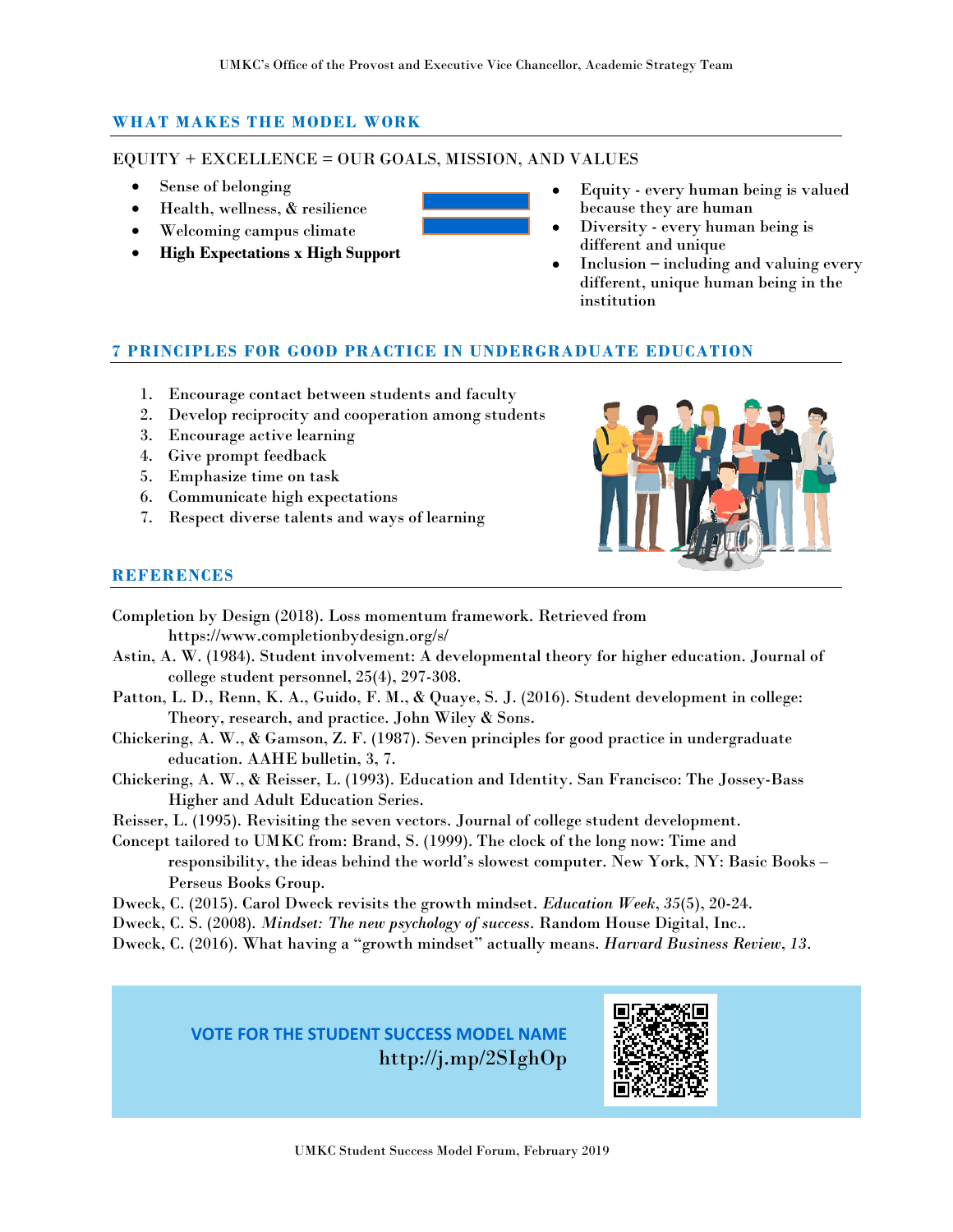## WHAT MAKES THE MODEL WORK

EQUITY + EXCELLENCE = OUR GOALS, MISSION, AND VALUES

- Sense of belonging
- Health, wellness, & resilience
- Welcoming campus climate
- **High Expectations x High Support**

- Equity - every human being is valued because they are human
- Diversity - every human being is different and unique
- Inclusion – including and valuing every different, unique human being in the institution

## 7 PRINCIPLES FOR GOOD PRACTICE IN UNDERGRADUATE EDUCATION

1. Encourage contact between students and faculty
2. Develop reciprocity and cooperation among students
3. Encourage active learning
4. Give prompt feedback
5. Emphasize time on task
6. Communicate high expectations
7. Respect diverse talents and ways of learning

## REFERENCES

Completion by Design (2018). Loss momentum framework. Retrieved from https://www.completionbydesign.org/s/

Astin, A. W. (1984). Student involvement: A developmental theory for higher education. Journal of college student personnel, 25(4), 297-308.

Patton, L. D., Renn, K. A., Guido, F. M., & Quaye, S. J. (2016). Student development in college: Theory, research, and practice. John Wiley & Sons.

Chickering, A. W., & Gamson, Z. F. (1987). Seven principles for good practice in undergraduate education. AAHE bulletin, 3, 7.

Chickering, A. W., & Reisser, L. (1993). Education and Identity. San Francisco: The Jossey-Bass Higher and Adult Education Series.

Reisser, L. (1995). Revisiting the seven vectors. Journal of college student development.

Concept tailored to UMKC from: Brand, S. (1999). The clock of the long now: Time and responsibility, the ideas behind the world's slowest computer. New York, NY: Basic Books – Perseus Books Group.

Dweck, C. (2015). Carol Dweck revisits the growth mindset. *Education Week*, *35*(5), 20-24.

Dweck, C. S. (2008). *Mindset: The new psychology of success*. Random House Digital, Inc..

Dweck, C. (2016). What having a "growth mindset" actually means. *Harvard Business Review*, *13*.

**VOTE FOR THE STUDENT SUCCESS MODEL NAME**
http://j.mp/2SIghOp

UMKC Student Success Model Forum, February 2019